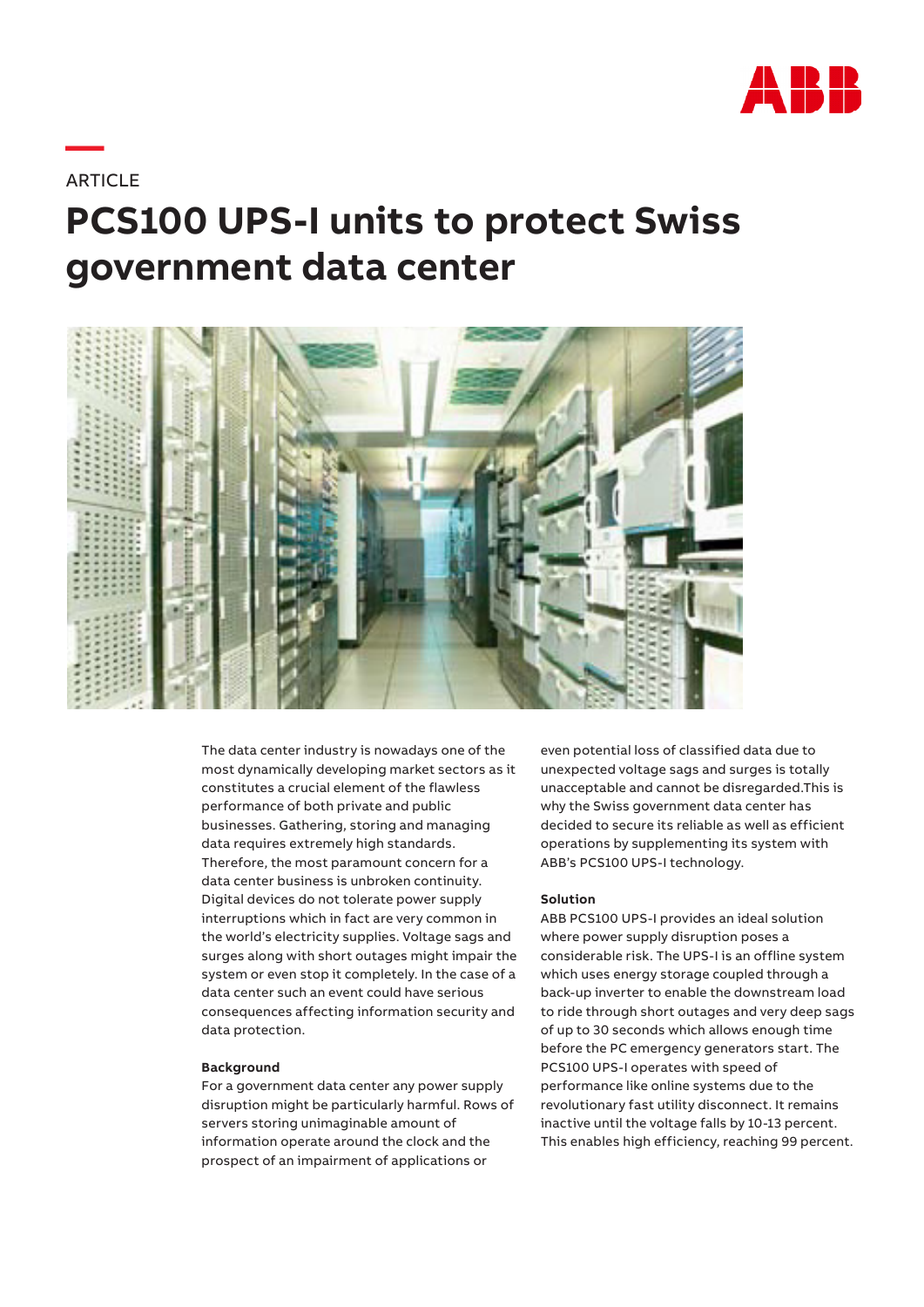ARTICLE

# PCS100 UPS-I units to protect Swiss government data center

The data center industry is nowadays one of the most dynamically developing market sectors as it constitutes a crucial element of the flawless performance of both private and public businesses. Gathering, storing and managing data requires extremely high standards. Therefore, the most paramount concern for a data center business is unbroken continuity. Digital devices do not tolerate power supply interruptions which in fact are very common in the world's electricity supplies. Voltage sags and surges along with short outages might impair the system or even stop it completely. In the case of a data center such an event could have serious consequences affecting information security and data protection.

**Background**

For a government data center any power supply disruption might be particularly harmful. Rows of servers storing unimaginable amount of information operate around the clock and the prospect of an impairment of applications or even potential loss of classified data due to unexpected voltage sags and surges is totally unacceptable and cannot be disregarded.This is why the Swiss government data center has decided to secure its reliable as well as efficient operations by supplementing its system with ABB's PCS100 UPS-I technology.

**Solution**

ABB PCS100 UPS-I provides an ideal solution where power supply disruption poses a considerable risk. The UPS-I is an offline system which uses energy storage coupled through a back-up inverter to enable the downstream load to ride through short outages and very deep sags of up to 30 seconds which allows enough time before the PC emergency generators start. The PCS100 UPS-I operates with speed of performance like online systems due to the revolutionary fast utility disconnect. It remains inactive until the voltage falls by 10-13 percent. This enables high efficiency, reaching 99 percent.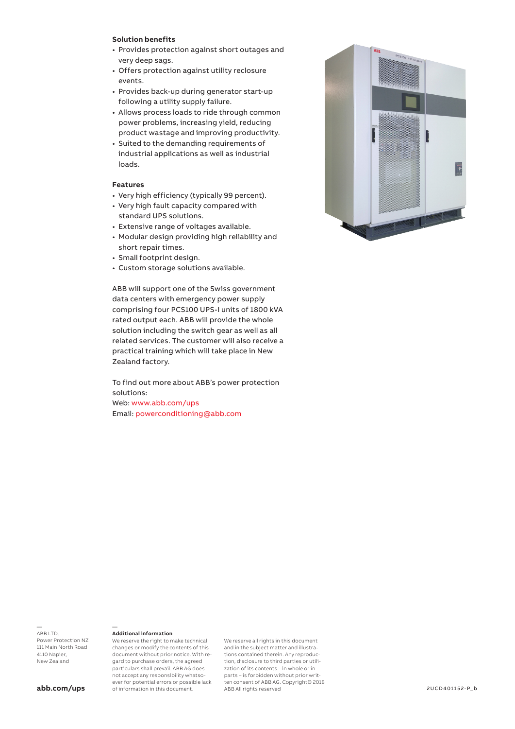**Solution benefits**

- Provides protection against short outages and very deep sags.
- Offers protection against utility reclosure events.
- Provides back-up during generator start-up following a utility supply failure.
- Allows process loads to ride through common power problems, increasing yield, reducing product wastage and improving productivity.
- Suited to the demanding requirements of industrial applications as well as industrial loads.

**Features**

- Very high efficiency (typically 99 percent).
- Very high fault capacity compared with standard UPS solutions.
- Extensive range of voltages available.
- Modular design providing high reliability and short repair times.
- Small footprint design.
- Custom storage solutions available.

ABB will support one of the Swiss government data centers with emergency power supply comprising four PCS100 UPS-I units of 1800 kVA rated output each. ABB will provide the whole solution including the switch gear as well as all related services. The customer will also receive a practical training which will take place in New Zealand factory.

To find out more about ABB's power protection solutions:
Web: www.abb.com/ups
Email: powerconditioning@abb.com

—
ABB LTD.
Power Protection NZ
111 Main North Road
4110 Napier,
New Zealand

**abb.com/ups**

—
**Additional information**

We reserve the right to make technical changes or modify the contents of this document without prior notice. With regard to purchase orders, the agreed particulars shall prevail. ABB AG does not accept any responsibility whatsoever for potential errors or possible lack of information in this document.

We reserve all rights in this document and in the subject matter and illustrations contained therein. Any reproduction, disclosure to third parties or utilization of its contents – in whole or in parts – is forbidden without prior written consent of ABB AG. Copyright© 2018 ABB All rights reserved

2UCD401152-P_b